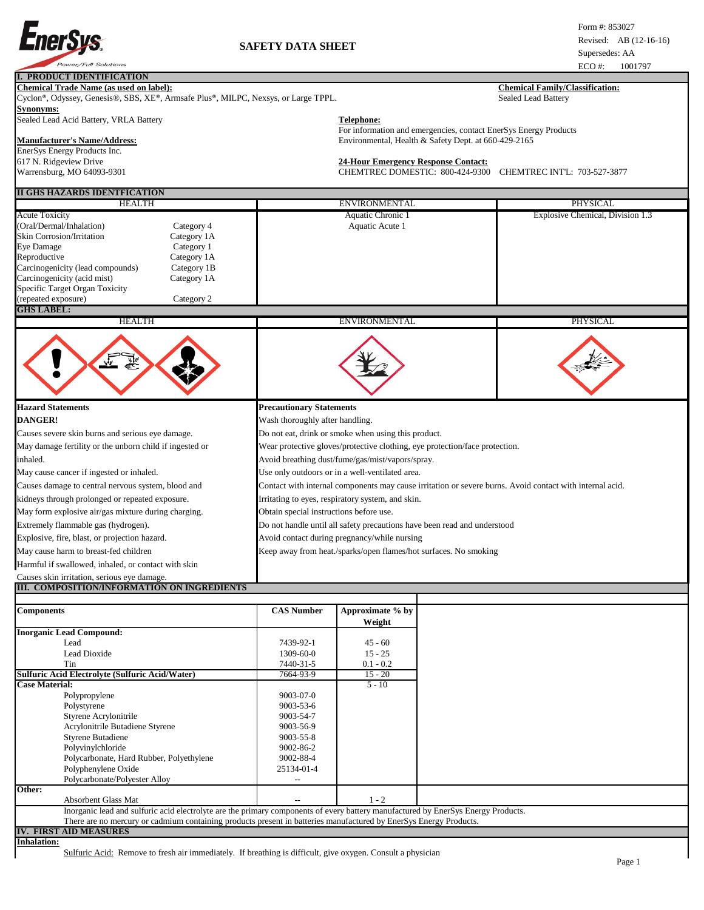EnerSys
Power/Full Solutions

# SAFETY DATA SHEET

Form #: 853027
Revised: AB (12-16-16)
Supersedes: AA
ECO #: 1001797

## I. PRODUCT IDENTIFICATION

**Chemical Trade Name (as used on label):**
Cyclon®, Odyssey, Genesis®, SBS, XE®, Armsafe Plus®, MILPC, Nexsys, or Large TPPL.

**Chemical Family/Classification:**
Sealed Lead Battery

**Synonyms:**
Sealed Lead Acid Battery, VRLA Battery

**Telephone:**
For information and emergencies, contact EnerSys Energy Products Environmental, Health & Safety Dept. at 660-429-2165

**Manufacturer's Name/Address:**
EnerSys Energy Products Inc.
617 N. Ridgeview Drive
Warrensburg, MO 64093-9301

**24-Hour Emergency Response Contact:**
CHEMTREC DOMESTIC: 800-424-9300 CHEMTREC INT'L: 703-527-3877

## II GHS HAZARDS IDENTFICATION

| HEALTH | | ENVIRONMENTAL | PHYSICAL |
|---|---|---|---|
| Acute Toxicity | | Aquatic Chronic 1 | Explosive Chemical, Division 1.3 |
| (Oral/Dermal/Inhalation) | Category 4 | Aquatic Acute 1 | |
| Skin Corrosion/Irritation | Category 1A | | |
| Eye Damage | Category 1 | | |
| Reproductive | Category 1A | | |
| Carcinogenicity (lead compounds) | Category 1B | | |
| Carcinogenicity (acid mist) | Category 1A | | |
| Specific Target Organ Toxicity (repeated exposure) | Category 2 | | |

**GHS LABEL:**

| HEALTH | ENVIRONMENTAL | PHYSICAL |
|---|---|---|
| | | |

**Hazard Statements**

**DANGER!**

Causes severe skin burns and serious eye damage.
May damage fertility or the unborn child if ingested or inhaled.
May cause cancer if ingested or inhaled.
Causes damage to central nervous system, blood and kidneys through prolonged or repeated exposure.
May form explosive air/gas mixture during charging.
Extremely flammable gas (hydrogen).
Explosive, fire, blast, or projection hazard.
May cause harm to breast-fed children
Harmful if swallowed, inhaled, or contact with skin
Causes skin irritation, serious eye damage.

**Precautionary Statements**

Wash thoroughly after handling.
Do not eat, drink or smoke when using this product.
Wear protective gloves/protective clothing, eye protection/face protection.
Avoid breathing dust/fume/gas/mist/vapors/spray.
Use only outdoors or in a well-ventilated area.
Contact with internal components may cause irritation or severe burns. Avoid contact with internal acid.
Irritating to eyes, respiratory system, and skin.
Obtain special instructions before use.
Do not handle until all safety precautions have been read and understood
Avoid contact during pregnancy/while nursing
Keep away from heat./sparks/open flames/hot surfaces. No smoking

## III. COMPOSITION/INFORMATION ON INGREDIENTS

| Components | CAS Number | Approximate % by Weight |
|---|---|---|
| **Inorganic Lead Compound:** | | |
| Lead | 7439-92-1 | 45 - 60 |
| Lead Dioxide | 1309-60-0 | 15 - 25 |
| Tin | 7440-31-5 | 0.1 - 0.2 |
| **Sulfuric Acid Electrolyte (Sulfuric Acid/Water)** | 7664-93-9 | 15 - 20 |
| **Case Material:** | | 5 - 10 |
| Polypropylene | 9003-07-0 | |
| Polystyrene | 9003-53-6 | |
| Styrene Acrylonitrile | 9003-54-7 | |
| Acrylonitrile Butadiene Styrene | 9003-56-9 | |
| Styrene Butadiene | 9003-55-8 | |
| Polyvinylchloride | 9002-86-2 | |
| Polycarbonate, Hard Rubber, Polyethylene | 9002-88-4 | |
| Polyphenylene Oxide | 25134-01-4 | |
| Polycarbonate/Polyester Alloy | -- | |
| **Other:** | | |
| Absorbent Glass Mat | -- | 1 - 2 |

Inorganic lead and sulfuric acid electrolyte are the primary components of every battery manufactured by EnerSys Energy Products.
There are no mercury or cadmium containing products present in batteries manufactured by EnerSys Energy Products.

## IV. FIRST AID MEASURES

**Inhalation:**

Sulfuric Acid: Remove to fresh air immediately. If breathing is difficult, give oxygen. Consult a physician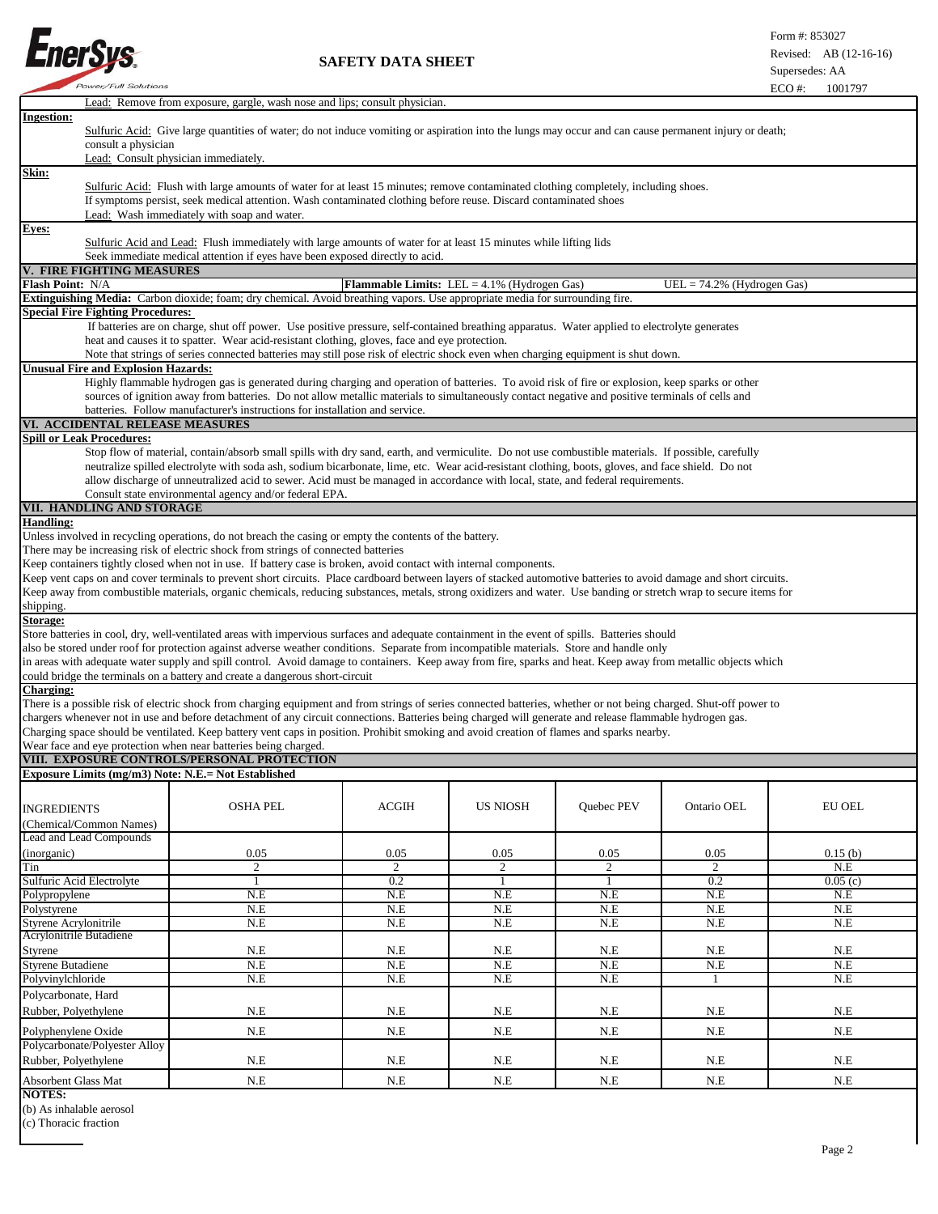Lead: Remove from exposure, gargle, wash nose and lips; consult physician.

**Ingestion:**

Sulfuric Acid: Give large quantities of water; do not induce vomiting or aspiration into the lungs may occur and can cause permanent injury or death; consult a physician

Lead: Consult physician immediately.

**Skin:**

Sulfuric Acid: Flush with large amounts of water for at least 15 minutes; remove contaminated clothing completely, including shoes. If symptoms persist, seek medical attention. Wash contaminated clothing before reuse. Discard contaminated shoes

Lead: Wash immediately with soap and water.

**Eyes:**

Sulfuric Acid and Lead: Flush immediately with large amounts of water for at least 15 minutes while lifting lids

Seek immediate medical attention if eyes have been exposed directly to acid.

## V. FIRE FIGHTING MEASURES

**Flash Point:** N/A **Flammable Limits:** LEL = 4.1% (Hydrogen Gas) UEL = 74.2% (Hydrogen Gas)

**Extinguishing Media:** Carbon dioxide; foam; dry chemical. Avoid breathing vapors. Use appropriate media for surrounding fire.

**Special Fire Fighting Procedures:**

If batteries are on charge, shut off power. Use positive pressure, self-contained breathing apparatus. Water applied to electrolyte generates heat and causes it to spatter. Wear acid-resistant clothing, gloves, face and eye protection.

Note that strings of series connected batteries may still pose risk of electric shock even when charging equipment is shut down.

**Unusual Fire and Explosion Hazards:**

Highly flammable hydrogen gas is generated during charging and operation of batteries. To avoid risk of fire or explosion, keep sparks or other sources of ignition away from batteries. Do not allow metallic materials to simultaneously contact negative and positive terminals of cells and batteries. Follow manufacturer's instructions for installation and service.

## VI. ACCIDENTAL RELEASE MEASURES

**Spill or Leak Procedures:**

Stop flow of material, contain/absorb small spills with dry sand, earth, and vermiculite. Do not use combustible materials. If possible, carefully neutralize spilled electrolyte with soda ash, sodium bicarbonate, lime, etc. Wear acid-resistant clothing, boots, gloves, and face shield. Do not allow discharge of unneutralized acid to sewer. Acid must be managed in accordance with local, state, and federal requirements.

Consult state environmental agency and/or federal EPA.

## VII. HANDLING AND STORAGE

**Handling:**

Unless involved in recycling operations, do not breach the casing or empty the contents of the battery.

There may be increasing risk of electric shock from strings of connected batteries

Keep containers tightly closed when not in use. If battery case is broken, avoid contact with internal components.

Keep vent caps on and cover terminals to prevent short circuits. Place cardboard between layers of stacked automotive batteries to avoid damage and short circuits.

Keep away from combustible materials, organic chemicals, reducing substances, metals, strong oxidizers and water. Use banding or stretch wrap to secure items for shipping.

**Storage:**

Store batteries in cool, dry, well-ventilated areas with impervious surfaces and adequate containment in the event of spills. Batteries should also be stored under roof for protection against adverse weather conditions. Separate from incompatible materials. Store and handle only in areas with adequate water supply and spill control. Avoid damage to containers. Keep away from fire, sparks and heat. Keep away from metallic objects which could bridge the terminals on a battery and create a dangerous short-circuit

**Charging:**

There is a possible risk of electric shock from charging equipment and from strings of series connected batteries, whether or not being charged. Shut-off power to chargers whenever not in use and before detachment of any circuit connections. Batteries being charged will generate and release flammable hydrogen gas. Charging space should be ventilated. Keep battery vent caps in position. Prohibit smoking and avoid creation of flames and sparks nearby. Wear face and eye protection when near batteries being charged.

## VIII. EXPOSURE CONTROLS/PERSONAL PROTECTION

**Exposure Limits (mg/m3) Note: N.E.= Not Established**

| INGREDIENTS (Chemical/Common Names) | OSHA PEL | ACGIH | US NIOSH | Quebec PEV | Ontario OEL | EU OEL |
|---|---|---|---|---|---|---|
| Lead and Lead Compounds (inorganic) | 0.05 | 0.05 | 0.05 | 0.05 | 0.05 | 0.15 (b) |
| Tin | 2 | 2 | 2 | 2 | 2 | N.E |
| Sulfuric Acid Electrolyte | 1 | 0.2 | 1 | 1 | 0.2 | 0.05 (c) |
| Polypropylene | N.E | N.E | N.E | N.E | N.E | N.E |
| Polystyrene | N.E | N.E | N.E | N.E | N.E | N.E |
| Styrene Acrylonitrile | N.E | N.E | N.E | N.E | N.E | N.E |
| Acrylonitrile Butadiene Styrene | N.E | N.E | N.E | N.E | N.E | N.E |
| Styrene Butadiene | N.E | N.E | N.E | N.E | N.E | N.E |
| Polyvinylchloride | N.E | N.E | N.E | N.E | 1 | N.E |
| Polycarbonate, Hard Rubber, Polyethylene | N.E | N.E | N.E | N.E | N.E | N.E |
| Polyphenylene Oxide | N.E | N.E | N.E | N.E | N.E | N.E |
| Polycarbonate/Polyester Alloy Rubber, Polyethylene | N.E | N.E | N.E | N.E | N.E | N.E |
| Absorbent Glass Mat | N.E | N.E | N.E | N.E | N.E | N.E |

**NOTES:**

(b) As inhalable aerosol

(c) Thoracic fraction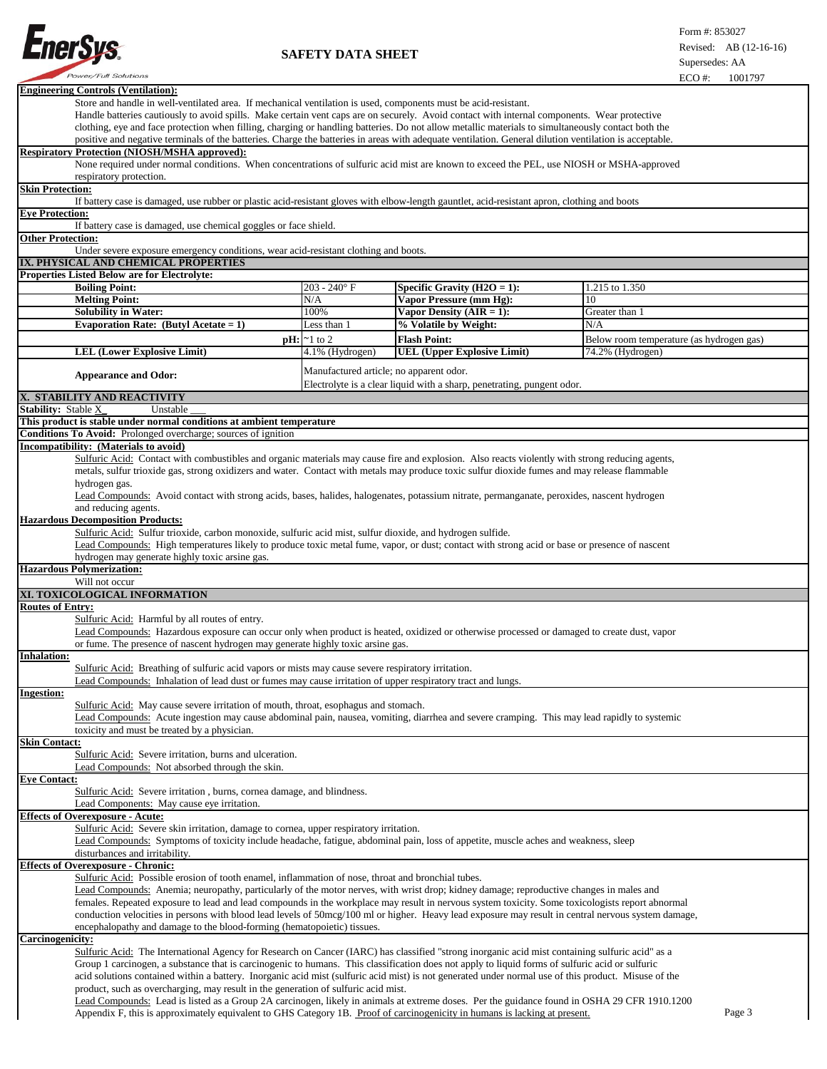**Engineering Controls (Ventilation):**

Store and handle in well-ventilated area. If mechanical ventilation is used, components must be acid-resistant. Handle batteries cautiously to avoid spills. Make certain vent caps are on securely. Avoid contact with internal components. Wear protective clothing, eye and face protection when filling, charging or handling batteries. Do not allow metallic materials to simultaneously contact both the positive and negative terminals of the batteries. Charge the batteries in areas with adequate ventilation. General dilution ventilation is acceptable.

**Respiratory Protection (NIOSH/MSHA approved):**

None required under normal conditions. When concentrations of sulfuric acid mist are known to exceed the PEL, use NIOSH or MSHA-approved respiratory protection.

**Skin Protection:**

If battery case is damaged, use rubber or plastic acid-resistant gloves with elbow-length gauntlet, acid-resistant apron, clothing and boots

**Eye Protection:**

If battery case is damaged, use chemical goggles or face shield.

**Other Protection:**

Under severe exposure emergency conditions, wear acid-resistant clothing and boots.

## IX. PHYSICAL AND CHEMICAL PROPERTIES

**Properties Listed Below are for Electrolyte:**

| | | | |
|---|---|---|---|
| **Boiling Point:** | 203 - 240° F | **Specific Gravity (H2O = 1):** | 1.215 to 1.350 |
| **Melting Point:** | N/A | **Vapor Pressure (mm Hg):** | 10 |
| **Solubility in Water:** | 100% | **Vapor Density (AIR = 1):** | Greater than 1 |
| **Evaporation Rate: (Butyl Acetate = 1)** | Less than 1 | **% Volatile by Weight:** | N/A |
| **pH:** | ~1 to 2 | **Flash Point:** | Below room temperature (as hydrogen gas) |
| **LEL (Lower Explosive Limit)** | 4.1% (Hydrogen) | **UEL (Upper Explosive Limit)** | 74.2% (Hydrogen) |
| **Appearance and Odor:** | Manufactured article; no apparent odor. Electrolyte is a clear liquid with a sharp, penetrating, pungent odor. | | |

## X. STABILITY AND REACTIVITY

**Stability:** Stable X Unstable ___

**This product is stable under normal conditions at ambient temperature**

**Conditions To Avoid:** Prolonged overcharge; sources of ignition

**Incompatibility: (Materials to avoid)**

Sulfuric Acid: Contact with combustibles and organic materials may cause fire and explosion. Also reacts violently with strong reducing agents, metals, sulfur trioxide gas, strong oxidizers and water. Contact with metals may produce toxic sulfur dioxide fumes and may release flammable hydrogen gas.

Lead Compounds: Avoid contact with strong acids, bases, halides, halogenates, potassium nitrate, permanganate, peroxides, nascent hydrogen and reducing agents.

**Hazardous Decomposition Products:**

Sulfuric Acid: Sulfur trioxide, carbon monoxide, sulfuric acid mist, sulfur dioxide, and hydrogen sulfide.

Lead Compounds: High temperatures likely to produce toxic metal fume, vapor, or dust; contact with strong acid or base or presence of nascent hydrogen may generate highly toxic arsine gas.

**Hazardous Polymerization:**

Will not occur

## XI. TOXICOLOGICAL INFORMATION

**Routes of Entry:**

Sulfuric Acid: Harmful by all routes of entry.

Lead Compounds: Hazardous exposure can occur only when product is heated, oxidized or otherwise processed or damaged to create dust, vapor or fume. The presence of nascent hydrogen may generate highly toxic arsine gas.

**Inhalation:**

Sulfuric Acid: Breathing of sulfuric acid vapors or mists may cause severe respiratory irritation.

Lead Compounds: Inhalation of lead dust or fumes may cause irritation of upper respiratory tract and lungs.

**Ingestion:**

Sulfuric Acid: May cause severe irritation of mouth, throat, esophagus and stomach.

Lead Compounds: Acute ingestion may cause abdominal pain, nausea, vomiting, diarrhea and severe cramping. This may lead rapidly to systemic toxicity and must be treated by a physician.

**Skin Contact:**

Sulfuric Acid: Severe irritation, burns and ulceration.

Lead Compounds: Not absorbed through the skin.

**Eye Contact:**

Sulfuric Acid: Severe irritation , burns, cornea damage, and blindness.

Lead Components: May cause eye irritation.

**Effects of Overexposure - Acute:**

Sulfuric Acid: Severe skin irritation, damage to cornea, upper respiratory irritation.

Lead Compounds: Symptoms of toxicity include headache, fatigue, abdominal pain, loss of appetite, muscle aches and weakness, sleep disturbances and irritability.

**Effects of Overexposure - Chronic:**

Sulfuric Acid: Possible erosion of tooth enamel, inflammation of nose, throat and bronchial tubes.

Lead Compounds: Anemia; neuropathy, particularly of the motor nerves, with wrist drop; kidney damage; reproductive changes in males and females. Repeated exposure to lead and lead compounds in the workplace may result in nervous system toxicity. Some toxicologists report abnormal conduction velocities in persons with blood lead levels of 50mcg/100 ml or higher. Heavy lead exposure may result in central nervous system damage, encephalopathy and damage to the blood-forming (hematopoietic) tissues.

**Carcinogenicity:**

Sulfuric Acid: The International Agency for Research on Cancer (IARC) has classified "strong inorganic acid mist containing sulfuric acid" as a Group 1 carcinogen, a substance that is carcinogenic to humans. This classification does not apply to liquid forms of sulfuric acid or sulfuric acid solutions contained within a battery. Inorganic acid mist (sulfuric acid mist) is not generated under normal use of this product. Misuse of the product, such as overcharging, may result in the generation of sulfuric acid mist.

Lead Compounds: Lead is listed as a Group 2A carcinogen, likely in animals at extreme doses. Per the guidance found in OSHA 29 CFR 1910.1200 Appendix F, this is approximately equivalent to GHS Category 1B. Proof of carcinogenicity in humans is lacking at present.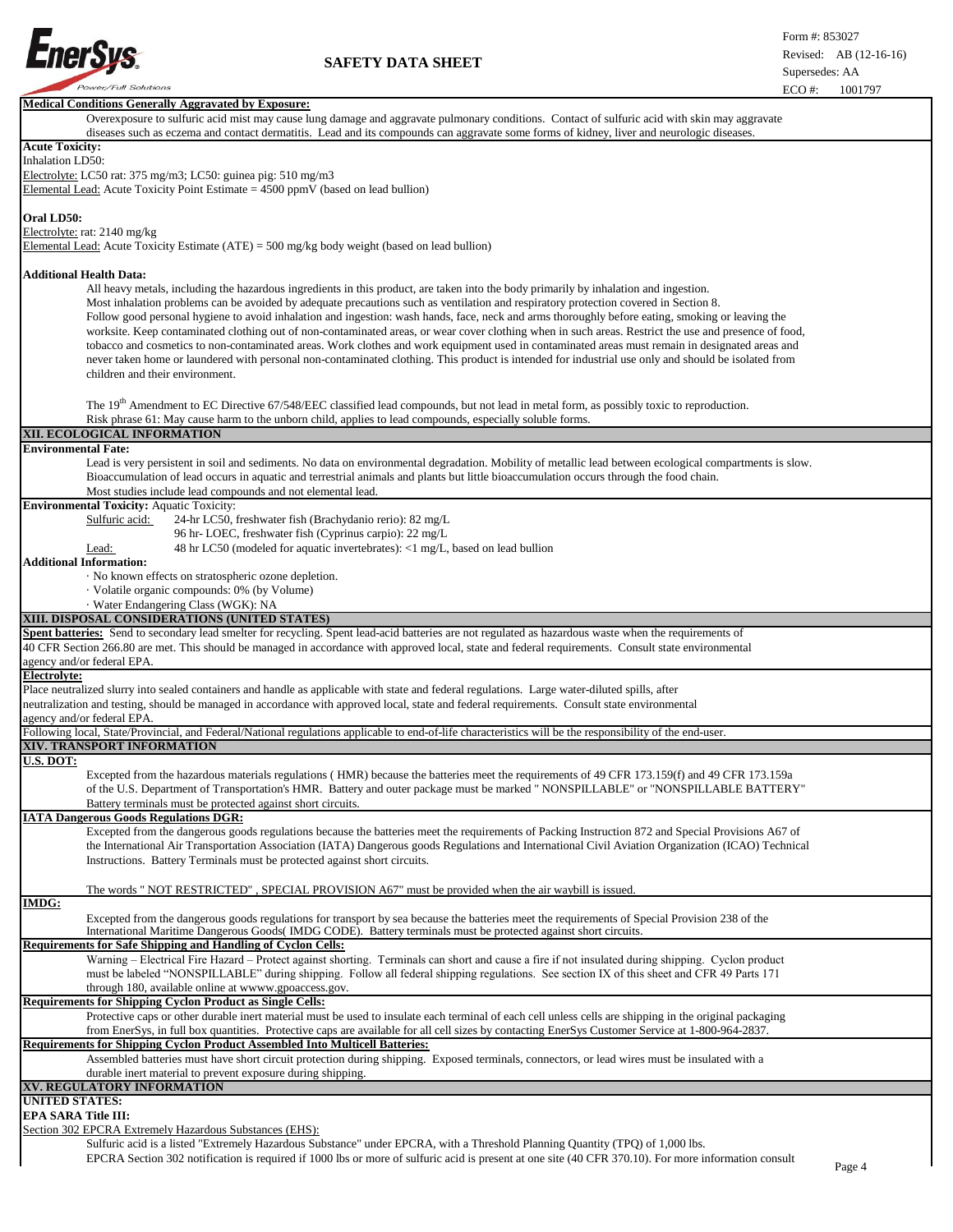**Medical Conditions Generally Aggravated by Exposure:**

Overexposure to sulfuric acid mist may cause lung damage and aggravate pulmonary conditions. Contact of sulfuric acid with skin may aggravate diseases such as eczema and contact dermatitis. Lead and its compounds can aggravate some forms of kidney, liver and neurologic diseases.

**Acute Toxicity:**

Inhalation LD50:

Electrolyte: LC50 rat: 375 mg/m3; LC50: guinea pig: 510 mg/m3

Elemental Lead: Acute Toxicity Point Estimate = 4500 ppmV (based on lead bullion)

**Oral LD50:**

Electrolyte: rat: 2140 mg/kg

Elemental Lead: Acute Toxicity Estimate (ATE) = 500 mg/kg body weight (based on lead bullion)

**Additional Health Data:**

All heavy metals, including the hazardous ingredients in this product, are taken into the body primarily by inhalation and ingestion. Most inhalation problems can be avoided by adequate precautions such as ventilation and respiratory protection covered in Section 8. Follow good personal hygiene to avoid inhalation and ingestion: wash hands, face, neck and arms thoroughly before eating, smoking or leaving the worksite. Keep contaminated clothing out of non-contaminated areas, or wear cover clothing when in such areas. Restrict the use and presence of food, tobacco and cosmetics to non-contaminated areas. Work clothes and work equipment used in contaminated areas must remain in designated areas and never taken home or laundered with personal non-contaminated clothing. This product is intended for industrial use only and should be isolated from children and their environment.

The 19th Amendment to EC Directive 67/548/EEC classified lead compounds, but not lead in metal form, as possibly toxic to reproduction. Risk phrase 61: May cause harm to the unborn child, applies to lead compounds, especially soluble forms.

## XII. ECOLOGICAL INFORMATION

**Environmental Fate:**

Lead is very persistent in soil and sediments. No data on environmental degradation. Mobility of metallic lead between ecological compartments is slow. Bioaccumulation of lead occurs in aquatic and terrestrial animals and plants but little bioaccumulation occurs through the food chain. Most studies include lead compounds and not elemental lead.

**Environmental Toxicity:** Aquatic Toxicity:

Sulfuric acid: 24-hr LC50, freshwater fish (Brachydanio rerio): 82 mg/L

96 hr- LOEC, freshwater fish (Cyprinus carpio): 22 mg/L

Lead: 48 hr LC50 (modeled for aquatic invertebrates): <1 mg/L, based on lead bullion

**Additional Information:**

· No known effects on stratospheric ozone depletion.
· Volatile organic compounds: 0% (by Volume)
· Water Endangering Class (WGK): NA

## XIII. DISPOSAL CONSIDERATIONS (UNITED STATES)

**Spent batteries:** Send to secondary lead smelter for recycling. Spent lead-acid batteries are not regulated as hazardous waste when the requirements of 40 CFR Section 266.80 are met. This should be managed in accordance with approved local, state and federal requirements. Consult state environmental agency and/or federal EPA.

**Electrolyte:**

Place neutralized slurry into sealed containers and handle as applicable with state and federal regulations. Large water-diluted spills, after neutralization and testing, should be managed in accordance with approved local, state and federal requirements. Consult state environmental agency and/or federal EPA.

Following local, State/Provincial, and Federal/National regulations applicable to end-of-life characteristics will be the responsibility of the end-user.

## XIV. TRANSPORT INFORMATION

**U.S. DOT:**

Excepted from the hazardous materials regulations ( HMR) because the batteries meet the requirements of 49 CFR 173.159(f) and 49 CFR 173.159a of the U.S. Department of Transportation's HMR. Battery and outer package must be marked " NONSPILLABLE" or "NONSPILLABLE BATTERY" Battery terminals must be protected against short circuits.

**IATA Dangerous Goods Regulations DGR:**

Excepted from the dangerous goods regulations because the batteries meet the requirements of Packing Instruction 872 and Special Provisions A67 of the International Air Transportation Association (IATA) Dangerous goods Regulations and International Civil Aviation Organization (ICAO) Technical Instructions. Battery Terminals must be protected against short circuits.

The words " NOT RESTRICTED" , SPECIAL PROVISION A67" must be provided when the air waybill is issued.

**IMDG:**

Excepted from the dangerous goods regulations for transport by sea because the batteries meet the requirements of Special Provision 238 of the International Maritime Dangerous Goods( IMDG CODE). Battery terminals must be protected against short circuits.

**Requirements for Safe Shipping and Handling of Cyclon Cells:**

Warning – Electrical Fire Hazard – Protect against shorting. Terminals can short and cause a fire if not insulated during shipping. Cyclon product must be labeled "NONSPILLABLE" during shipping. Follow all federal shipping regulations. See section IX of this sheet and CFR 49 Parts 171 through 180, available online at wwww.gpoaccess.gov.

**Requirements for Shipping Cyclon Product as Single Cells:**

Protective caps or other durable inert material must be used to insulate each terminal of each cell unless cells are shipping in the original packaging from EnerSys, in full box quantities. Protective caps are available for all cell sizes by contacting EnerSys Customer Service at 1-800-964-2837.

**Requirements for Shipping Cyclon Product Assembled Into Multicell Batteries:**

Assembled batteries must have short circuit protection during shipping. Exposed terminals, connectors, or lead wires must be insulated with a durable inert material to prevent exposure during shipping.

## XV. REGULATORY INFORMATION

**UNITED STATES:**

**EPA SARA Title III:**

Section 302 EPCRA Extremely Hazardous Substances (EHS):

Sulfuric acid is a listed "Extremely Hazardous Substance" under EPCRA, with a Threshold Planning Quantity (TPQ) of 1,000 lbs.

EPCRA Section 302 notification is required if 1000 lbs or more of sulfuric acid is present at one site (40 CFR 370.10). For more information consult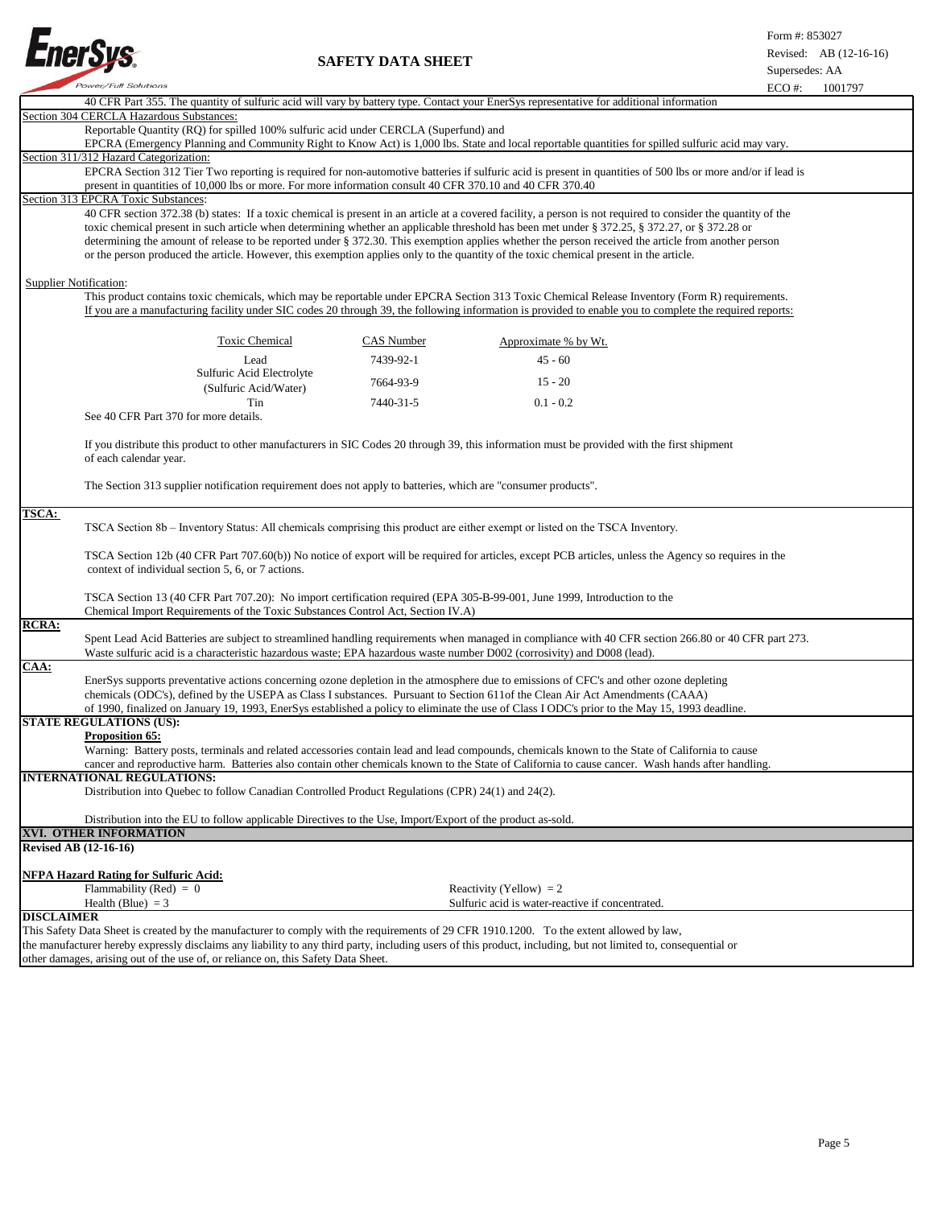40 CFR Part 355. The quantity of sulfuric acid will vary by battery type. Contact your EnerSys representative for additional information

Section 304 CERCLA Hazardous Substances:

Reportable Quantity (RQ) for spilled 100% sulfuric acid under CERCLA (Superfund) and EPCRA (Emergency Planning and Community Right to Know Act) is 1,000 lbs. State and local reportable quantities for spilled sulfuric acid may vary.

Section 311/312 Hazard Categorization:

EPCRA Section 312 Tier Two reporting is required for non-automotive batteries if sulfuric acid is present in quantities of 500 lbs or more and/or if lead is present in quantities of 10,000 lbs or more. For more information consult 40 CFR 370.10 and 40 CFR 370.40

Section 313 EPCRA Toxic Substances:

40 CFR section 372.38 (b) states: If a toxic chemical is present in an article at a covered facility, a person is not required to consider the quantity of the toxic chemical present in such article when determining whether an applicable threshold has been met under § 372.25, § 372.27, or § 372.28 or determining the amount of release to be reported under § 372.30. This exemption applies whether the person received the article from another person or the person produced the article. However, this exemption applies only to the quantity of the toxic chemical present in the article.

Supplier Notification:

This product contains toxic chemicals, which may be reportable under EPCRA Section 313 Toxic Chemical Release Inventory (Form R) requirements. If you are a manufacturing facility under SIC codes 20 through 39, the following information is provided to enable you to complete the required reports:

| Toxic Chemical | CAS Number | Approximate % by Wt. |
|---|---|---|
| Lead | 7439-92-1 | 45 - 60 |
| Sulfuric Acid Electrolyte (Sulfuric Acid/Water) | 7664-93-9 | 15 - 20 |
| Tin | 7440-31-5 | 0.1 - 0.2 |

See 40 CFR Part 370 for more details.

If you distribute this product to other manufacturers in SIC Codes 20 through 39, this information must be provided with the first shipment of each calendar year.

The Section 313 supplier notification requirement does not apply to batteries, which are "consumer products".

**TSCA:**

TSCA Section 8b – Inventory Status: All chemicals comprising this product are either exempt or listed on the TSCA Inventory.

TSCA Section 12b (40 CFR Part 707.60(b)) No notice of export will be required for articles, except PCB articles, unless the Agency so requires in the context of individual section 5, 6, or 7 actions.

TSCA Section 13 (40 CFR Part 707.20): No import certification required (EPA 305-B-99-001, June 1999, Introduction to the Chemical Import Requirements of the Toxic Substances Control Act, Section IV.A)

**RCRA:**

Spent Lead Acid Batteries are subject to streamlined handling requirements when managed in compliance with 40 CFR section 266.80 or 40 CFR part 273. Waste sulfuric acid is a characteristic hazardous waste; EPA hazardous waste number D002 (corrosivity) and D008 (lead).

**CAA:**

EnerSys supports preventative actions concerning ozone depletion in the atmosphere due to emissions of CFC's and other ozone depleting chemicals (ODC's), defined by the USEPA as Class I substances. Pursuant to Section 611of the Clean Air Act Amendments (CAAA) of 1990, finalized on January 19, 1993, EnerSys established a policy to eliminate the use of Class I ODC's prior to the May 15, 1993 deadline.

**STATE REGULATIONS (US):**

**Proposition 65:**

Warning: Battery posts, terminals and related accessories contain lead and lead compounds, chemicals known to the State of California to cause cancer and reproductive harm. Batteries also contain other chemicals known to the State of California to cause cancer. Wash hands after handling.

**INTERNATIONAL REGULATIONS:**

Distribution into Quebec to follow Canadian Controlled Product Regulations (CPR) 24(1) and 24(2).

Distribution into the EU to follow applicable Directives to the Use, Import/Export of the product as-sold.

## XVI. OTHER INFORMATION

**Revised AB (12-16-16)**

**NFPA Hazard Rating for Sulfuric Acid:**

Flammability (Red) = 0
Health (Blue) = 3
Reactivity (Yellow) = 2
Sulfuric acid is water-reactive if concentrated.

**DISCLAIMER**

This Safety Data Sheet is created by the manufacturer to comply with the requirements of 29 CFR 1910.1200. To the extent allowed by law, the manufacturer hereby expressly disclaims any liability to any third party, including users of this product, including, but not limited to, consequential or other damages, arising out of the use of, or reliance on, this Safety Data Sheet.